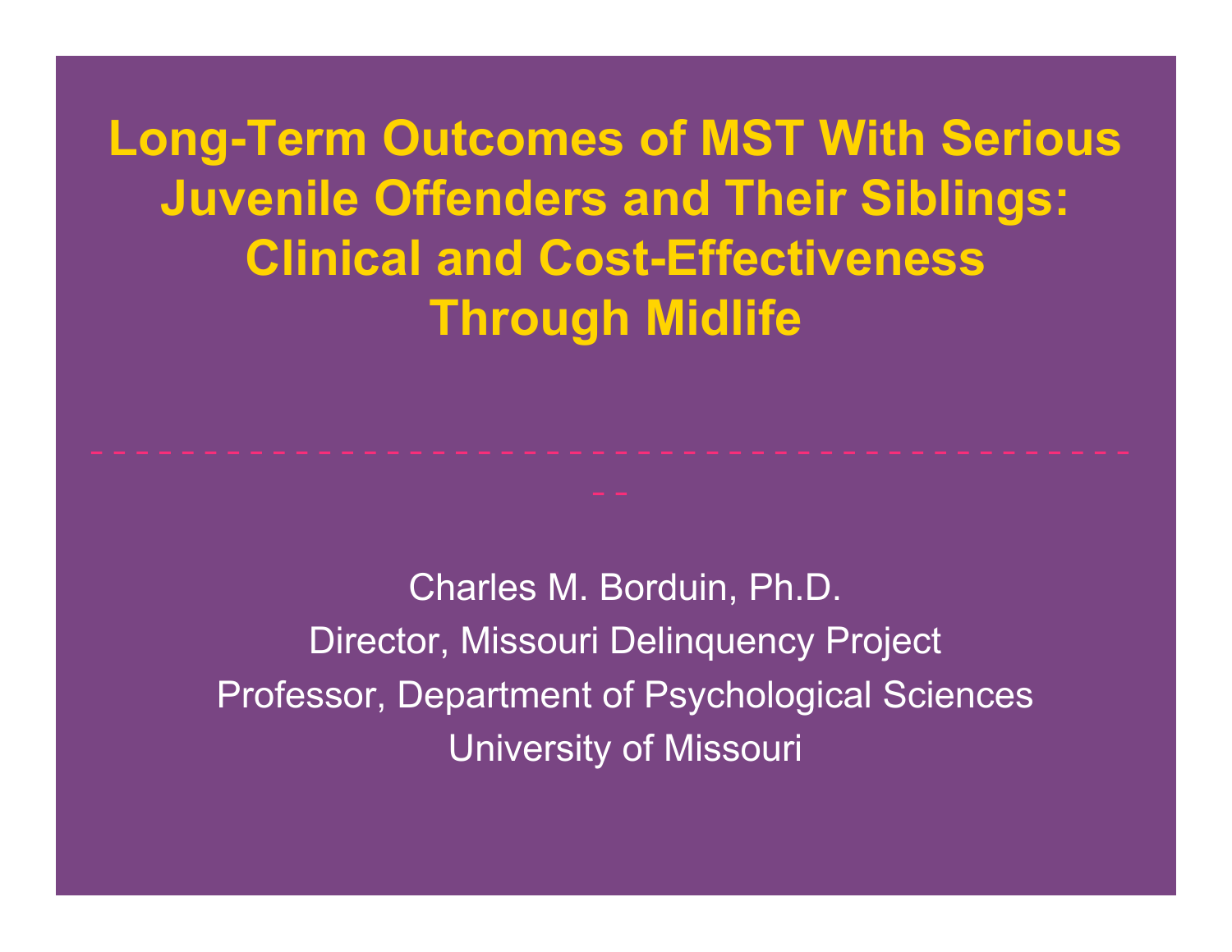# Long-Term Outcomes of MST With Serious Juvenile Offenders and Their Siblings: Clinical and Cost-Effectiveness Through Midlife

---

Charles M. Borduin, Ph.D.

Director, Missouri Delinquency Project

Professor, Department of Psychological Sciences

University of Missouri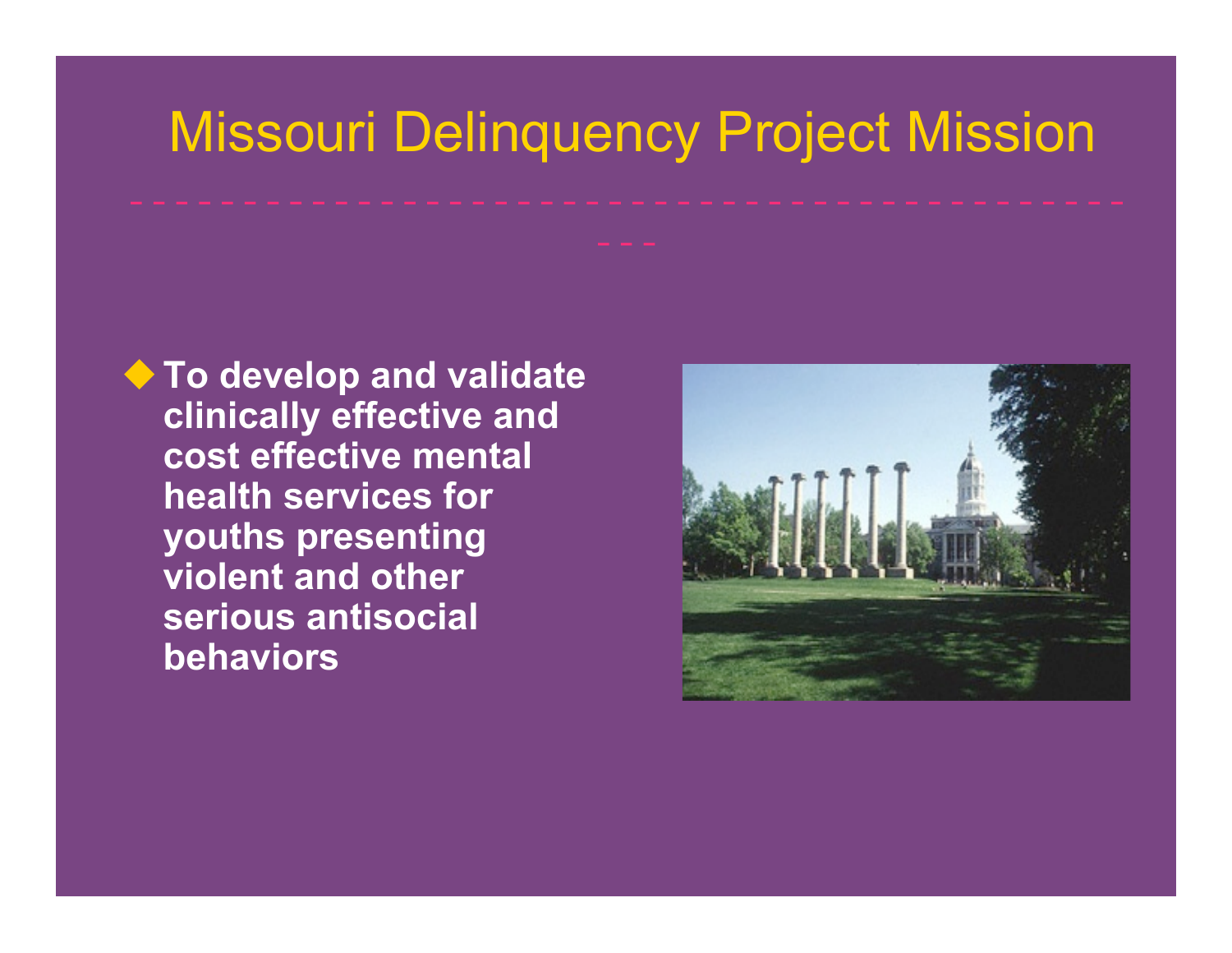# Missouri Delinquency Project Mission

- **To develop and validate clinically effective and cost effective mental health services for youths presenting violent and other serious antisocial behaviors**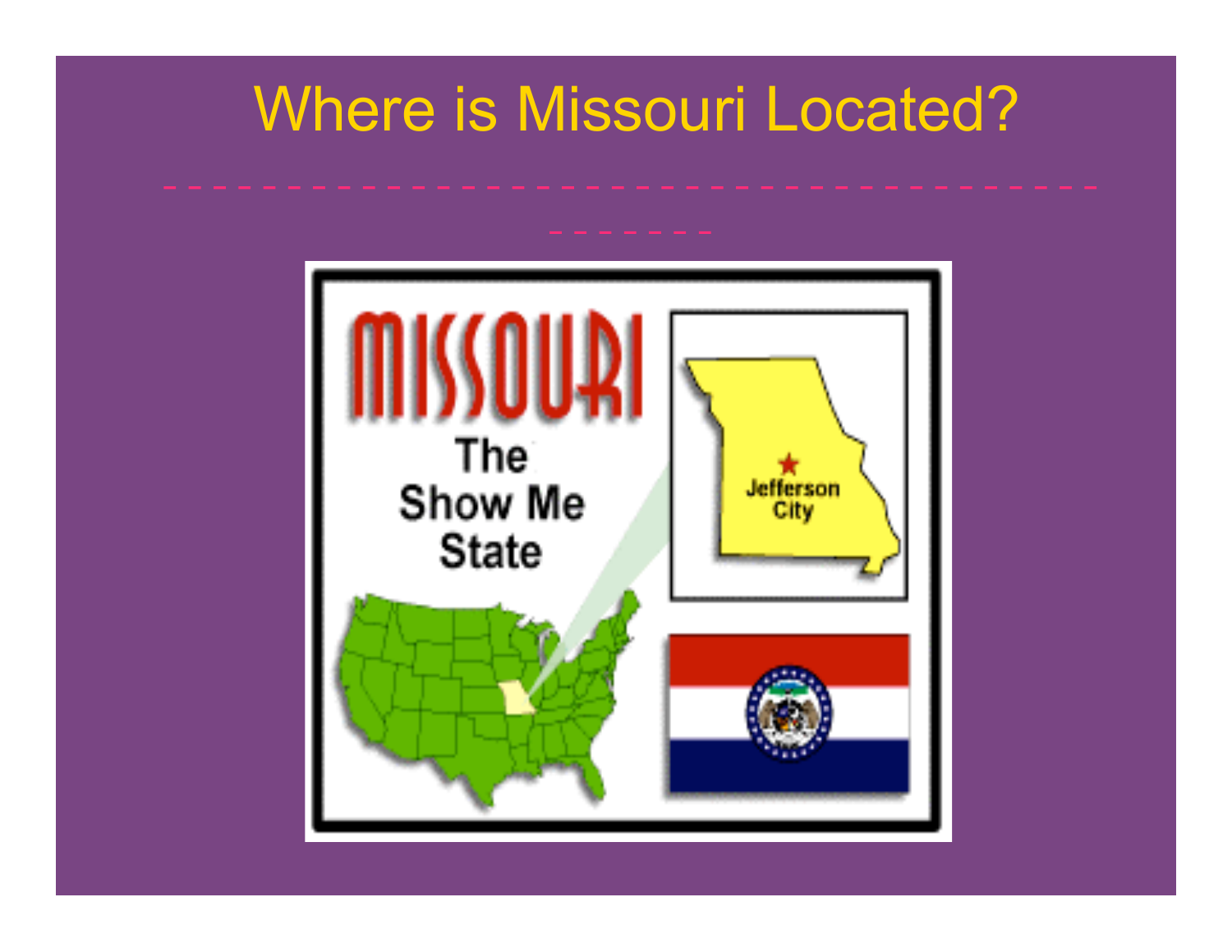# Where is Missouri Located?

MISSOURI

The Show Me State

Jefferson City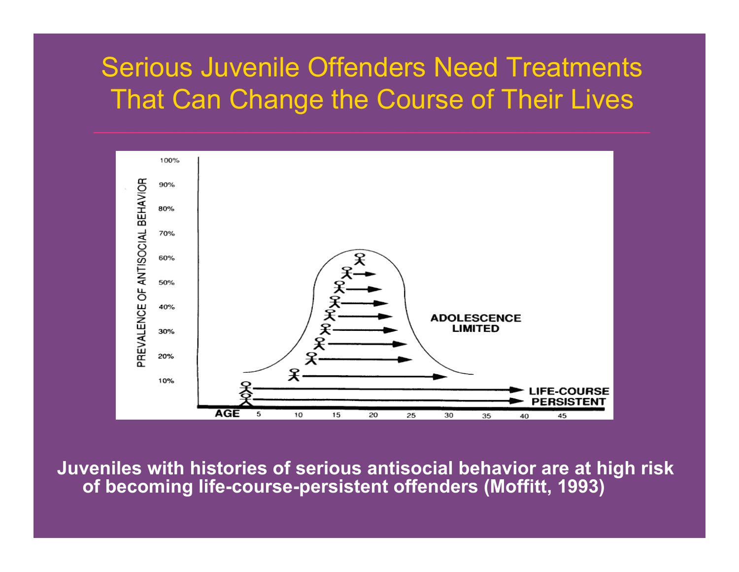# Serious Juvenile Offenders Need Treatments That Can Change the Course of Their Lives

**Juveniles with histories of serious antisocial behavior are at high risk of becoming life-course-persistent offenders (Moffitt, 1993)**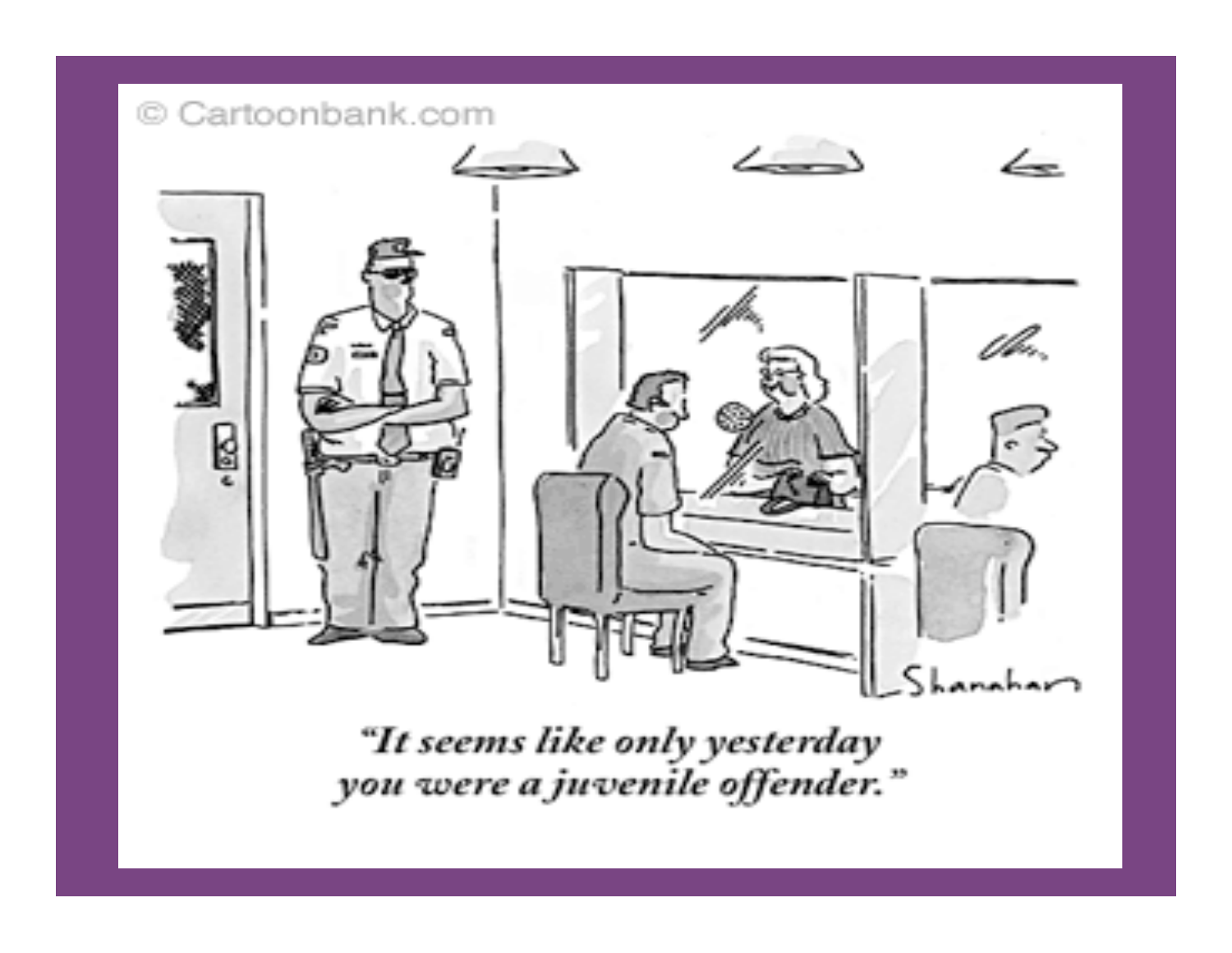© Cartoonbank.com

*"It seems like only yesterday you were a juvenile offender."*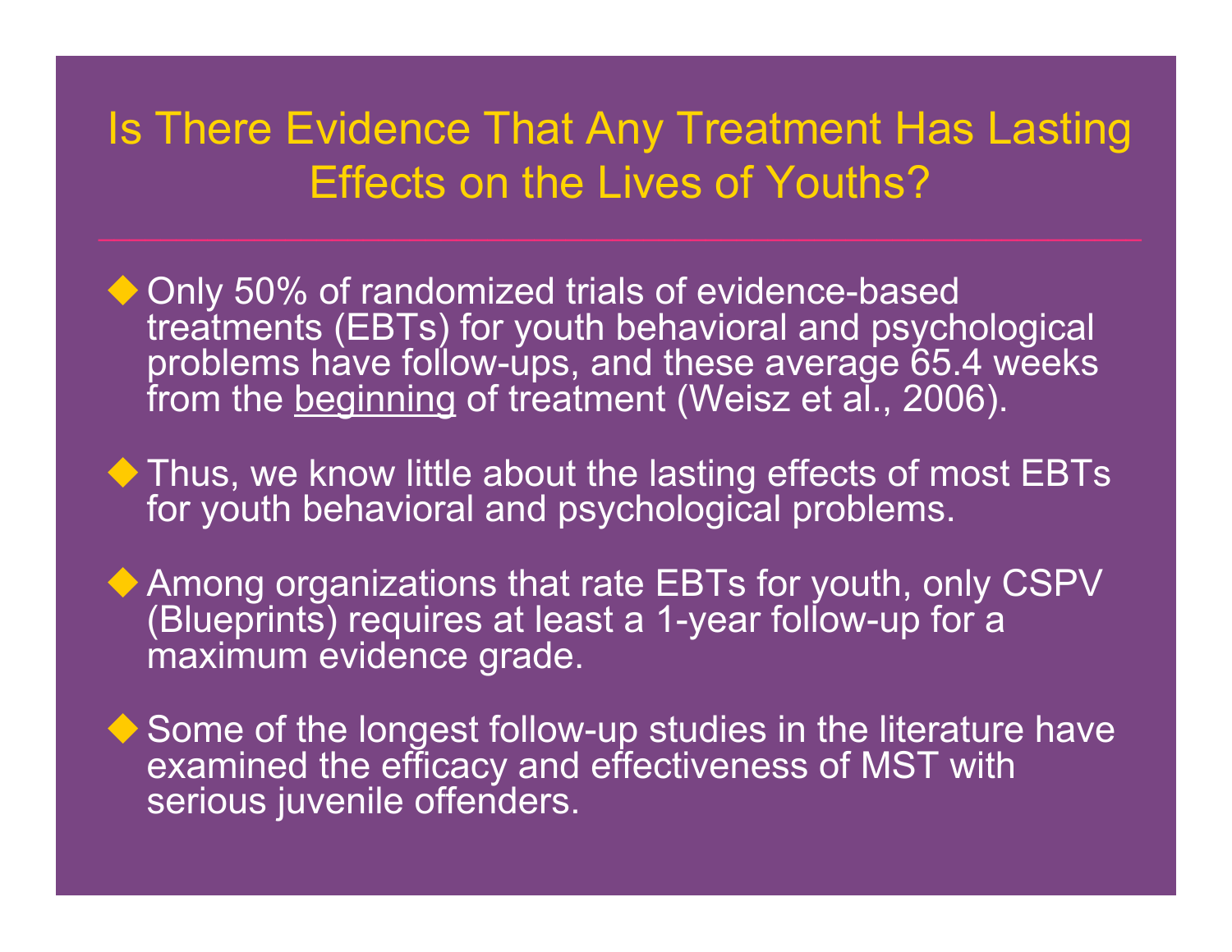# Is There Evidence That Any Treatment Has Lasting Effects on the Lives of Youths?

- Only 50% of randomized trials of evidence-based treatments (EBTs) for youth behavioral and psychological problems have follow-ups, and these average 65.4 weeks from the <u>beginning</u> of treatment (Weisz et al., 2006).
- Thus, we know little about the lasting effects of most EBTs for youth behavioral and psychological problems.
- Among organizations that rate EBTs for youth, only CSPV (Blueprints) requires at least a 1-year follow-up for a maximum evidence grade.
- Some of the longest follow-up studies in the literature have examined the efficacy and effectiveness of MST with serious juvenile offenders.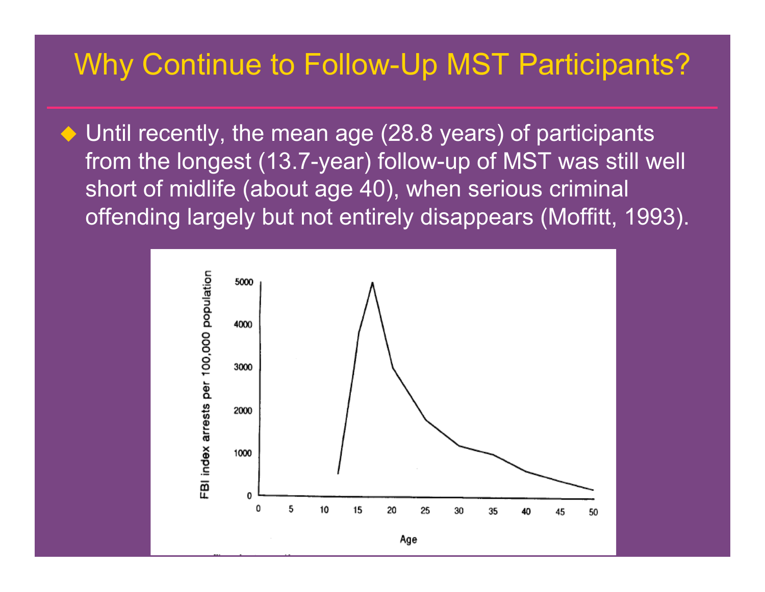# Why Continue to Follow-Up MST Participants?

- Until recently, the mean age (28.8 years) of participants from the longest (13.7-year) follow-up of MST was still well short of midlife (about age 40), when serious criminal offending largely but not entirely disappears (Moffitt, 1993).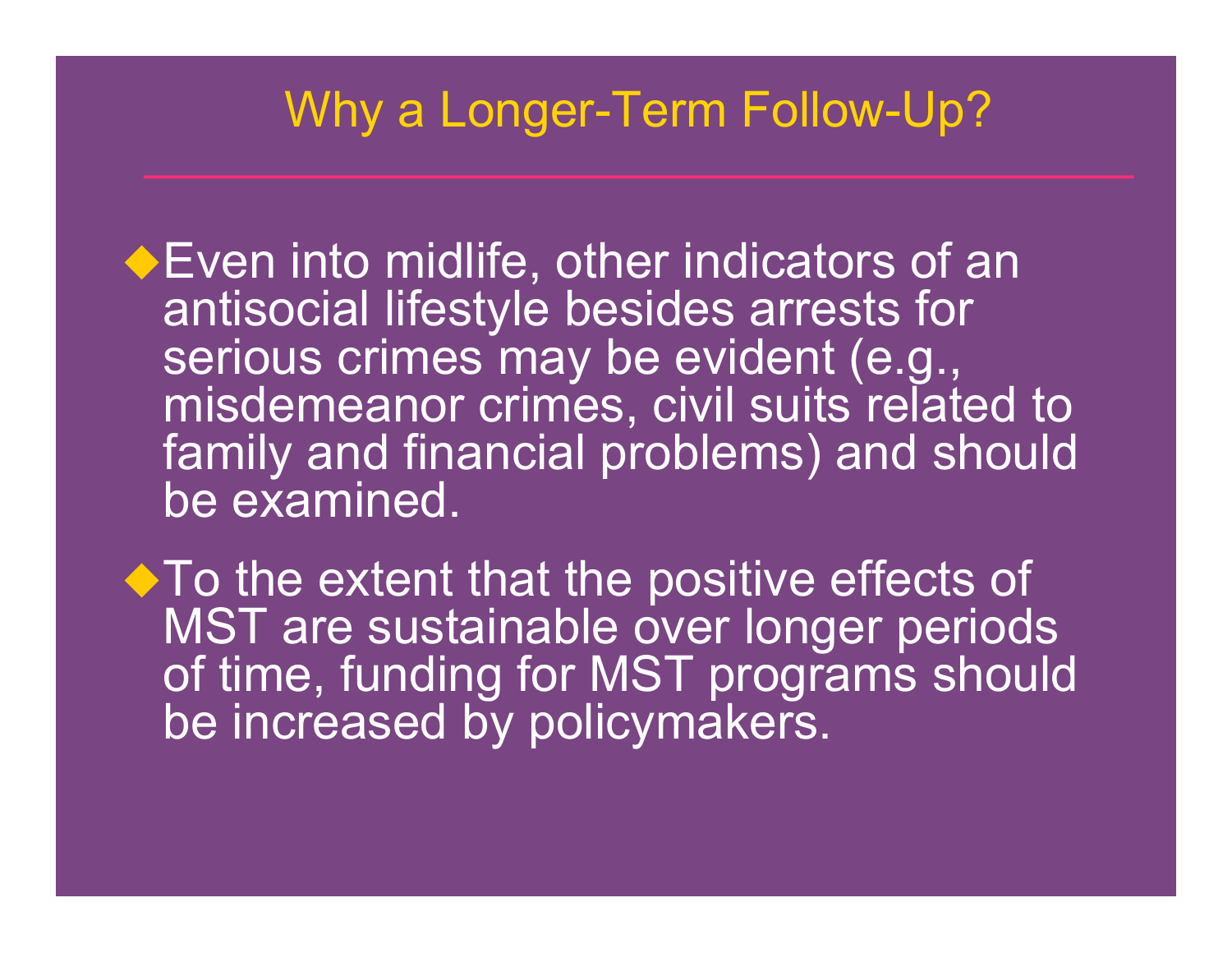## Why a Longer-Term Follow-Up?

- Even into midlife, other indicators of an antisocial lifestyle besides arrests for serious crimes may be evident (e.g., misdemeanor crimes, civil suits related to family and financial problems) and should be examined.
- To the extent that the positive effects of MST are sustainable over longer periods of time, funding for MST programs should be increased by policymakers.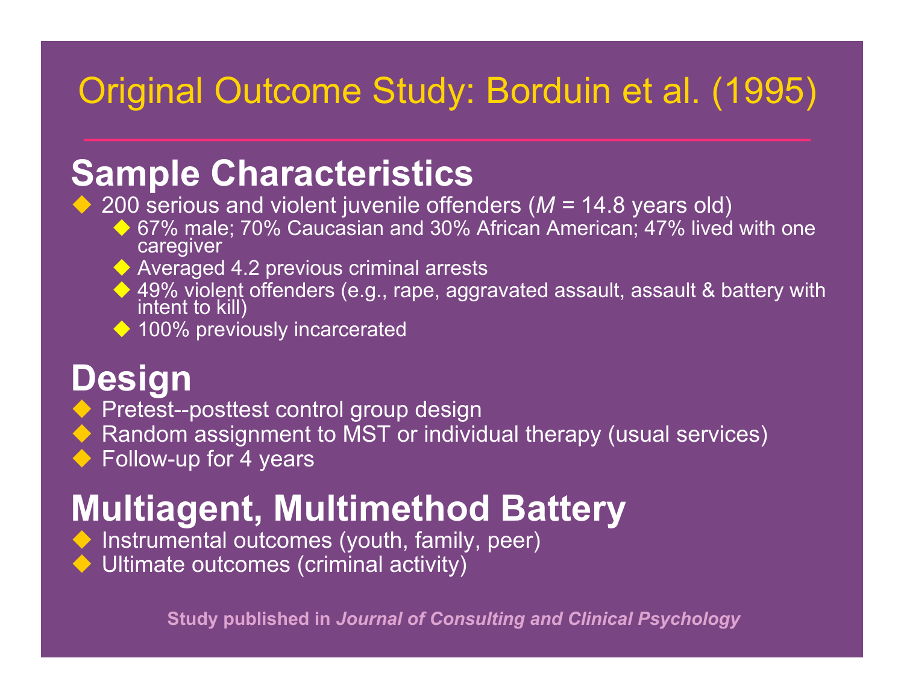# Original Outcome Study: Borduin et al. (1995)

## Sample Characteristics

- 200 serious and violent juvenile offenders (*M* = 14.8 years old)
  - 67% male; 70% Caucasian and 30% African American; 47% lived with one caregiver
  - Averaged 4.2 previous criminal arrests
  - 49% violent offenders (e.g., rape, aggravated assault, assault & battery with intent to kill)
  - 100% previously incarcerated

## Design

- Pretest--posttest control group design
- Random assignment to MST or individual therapy (usual services)
- Follow-up for 4 years

## Multiagent, Multimethod Battery

- Instrumental outcomes (youth, family, peer)
- Ultimate outcomes (criminal activity)

**Study published in *Journal of Consulting and Clinical Psychology***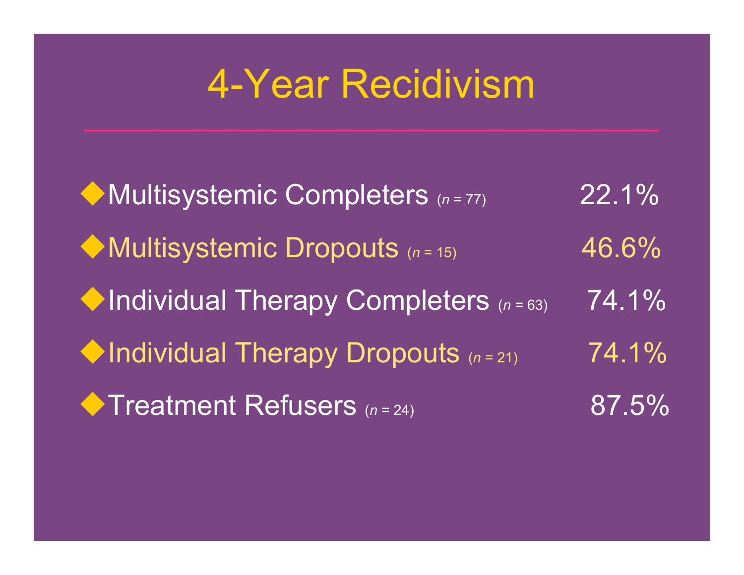# 4-Year Recidivism

- Multisystemic Completers ($n$ = 77) 22.1%
- Multisystemic Dropouts ($n$ = 15) 46.6%
- Individual Therapy Completers ($n$ = 63) 74.1%
- Individual Therapy Dropouts ($n$ = 21) 74.1%
- Treatment Refusers ($n$ = 24) 87.5%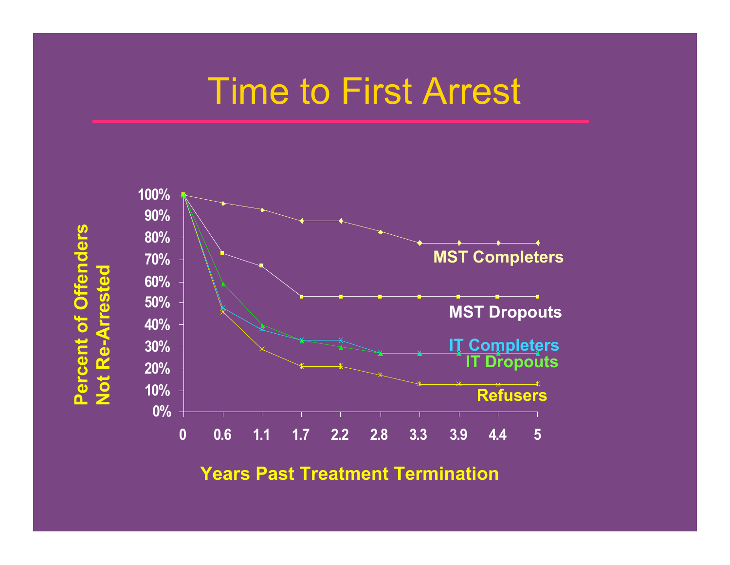# Time to First Arrest

Percent of Offenders Not Re-Arrested

100%
90%
80%
70%
60%
50%
40%
30%
20%
10%
0%

0 0.6 1.1 1.7 2.2 2.8 3.3 3.9 4.4 5

Years Past Treatment Termination

MST Completers

MST Dropouts

IT Completers

IT Dropouts

Refusers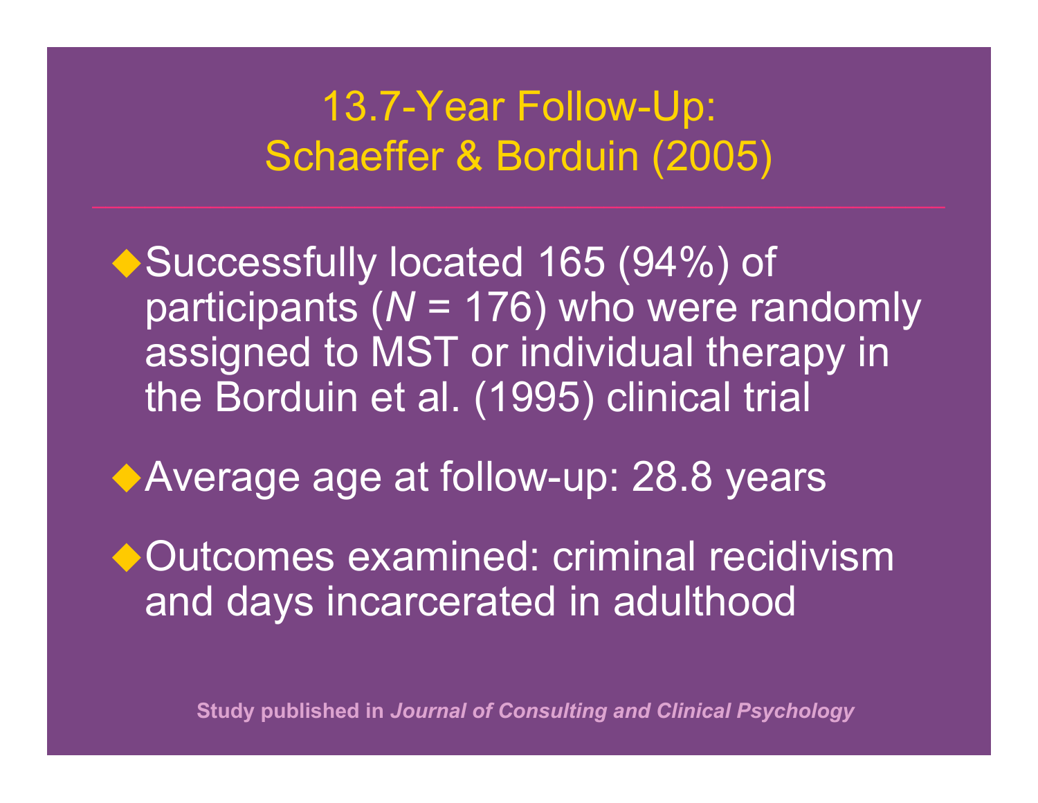# 13.7-Year Follow-Up: Schaeffer & Borduin (2005)

- Successfully located 165 (94%) of participants (*N* = 176) who were randomly assigned to MST or individual therapy in the Borduin et al. (1995) clinical trial
- Average age at follow-up: 28.8 years
- Outcomes examined: criminal recidivism and days incarcerated in adulthood

**Study published in *Journal of Consulting and Clinical Psychology***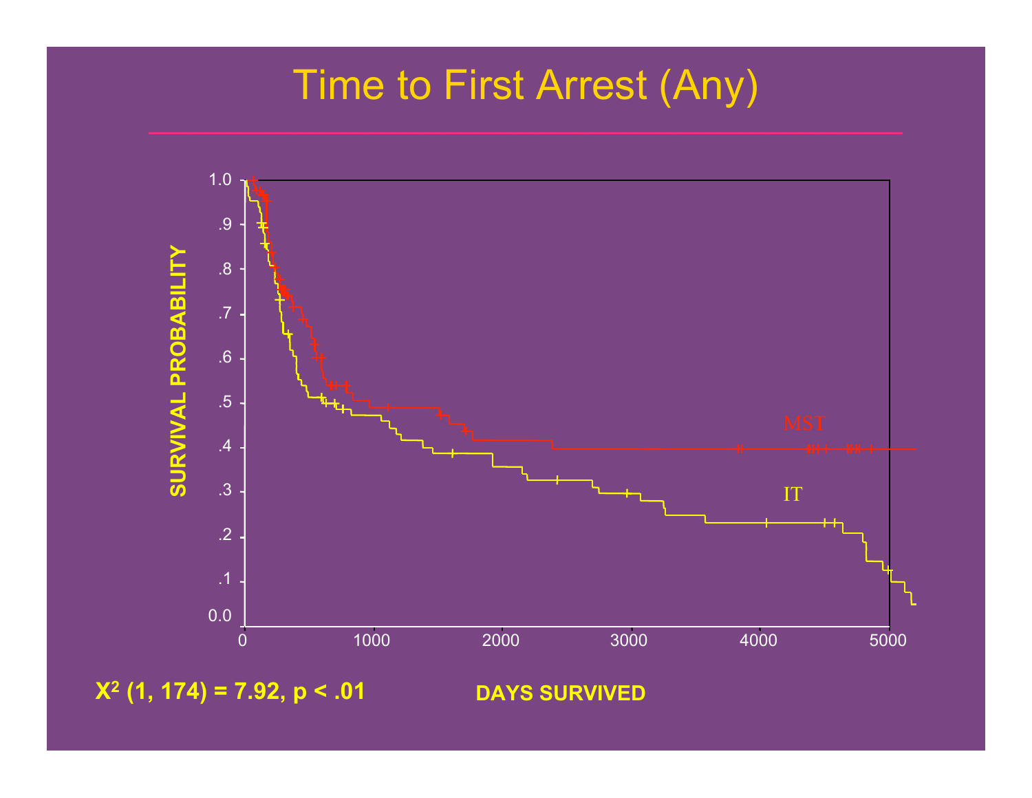# Time to First Arrest (Any)

$X^2$ (1, 174) = 7.92, $p < .01$

DAYS SURVIVED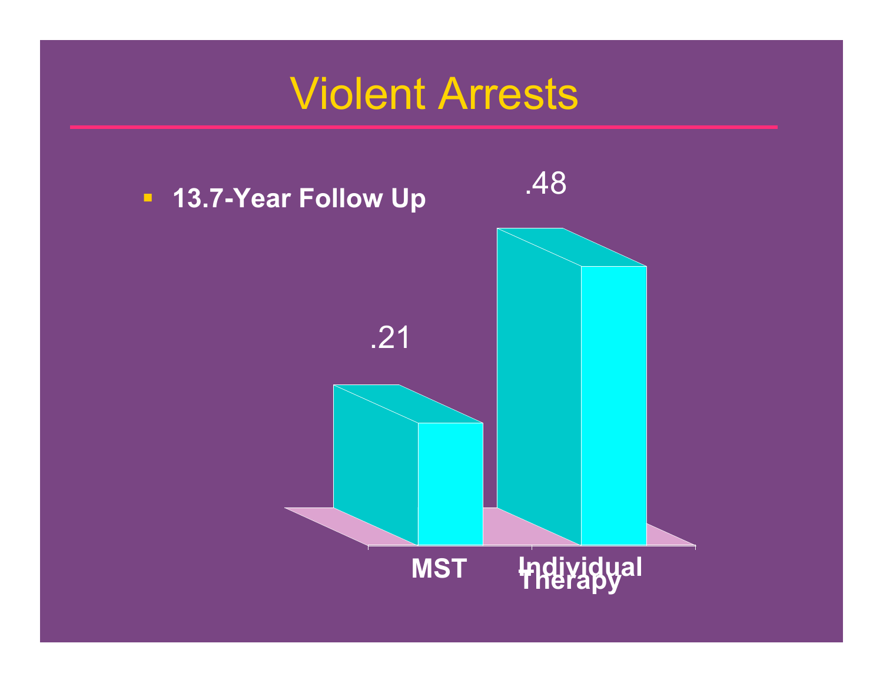# Violent Arrests

- **13.7-Year Follow Up**

| | MST | Individual Therapy |
|---|---|---|
| Violent Arrests | .21 | .48 |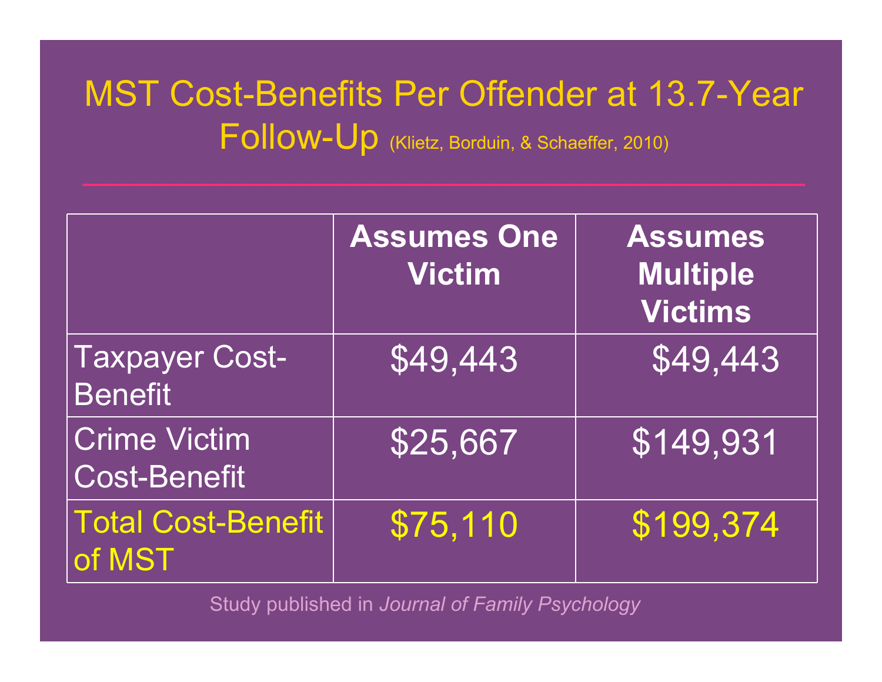# MST Cost-Benefits Per Offender at 13.7-Year Follow-Up (Klietz, Borduin, & Schaeffer, 2010)

| | Assumes One Victim | Assumes Multiple Victims |
|---|---|---|
| Taxpayer Cost-Benefit | $49,443 | $49,443 |
| Crime Victim Cost-Benefit | $25,667 | $149,931 |
| Total Cost-Benefit of MST | $75,110 | $199,374 |

Study published in *Journal of Family Psychology*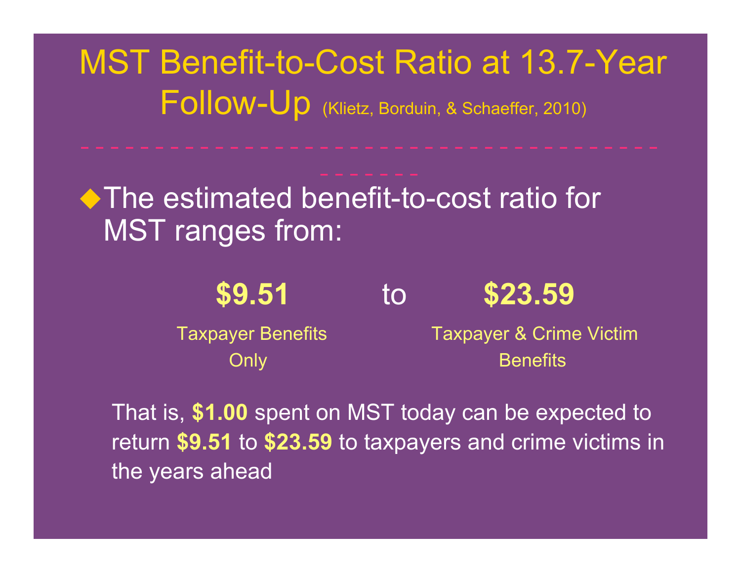# MST Benefit-to-Cost Ratio at 13.7-Year Follow-Up (Klietz, Borduin, & Schaeffer, 2010)

- The estimated benefit-to-cost ratio for MST ranges from:

| **$9.51** | to | **$23.59** |
| --- | --- | --- |
| Taxpayer Benefits Only | | Taxpayer & Crime Victim Benefits |

That is, **$1.00** spent on MST today can be expected to return **$9.51** to **$23.59** to taxpayers and crime victims in the years ahead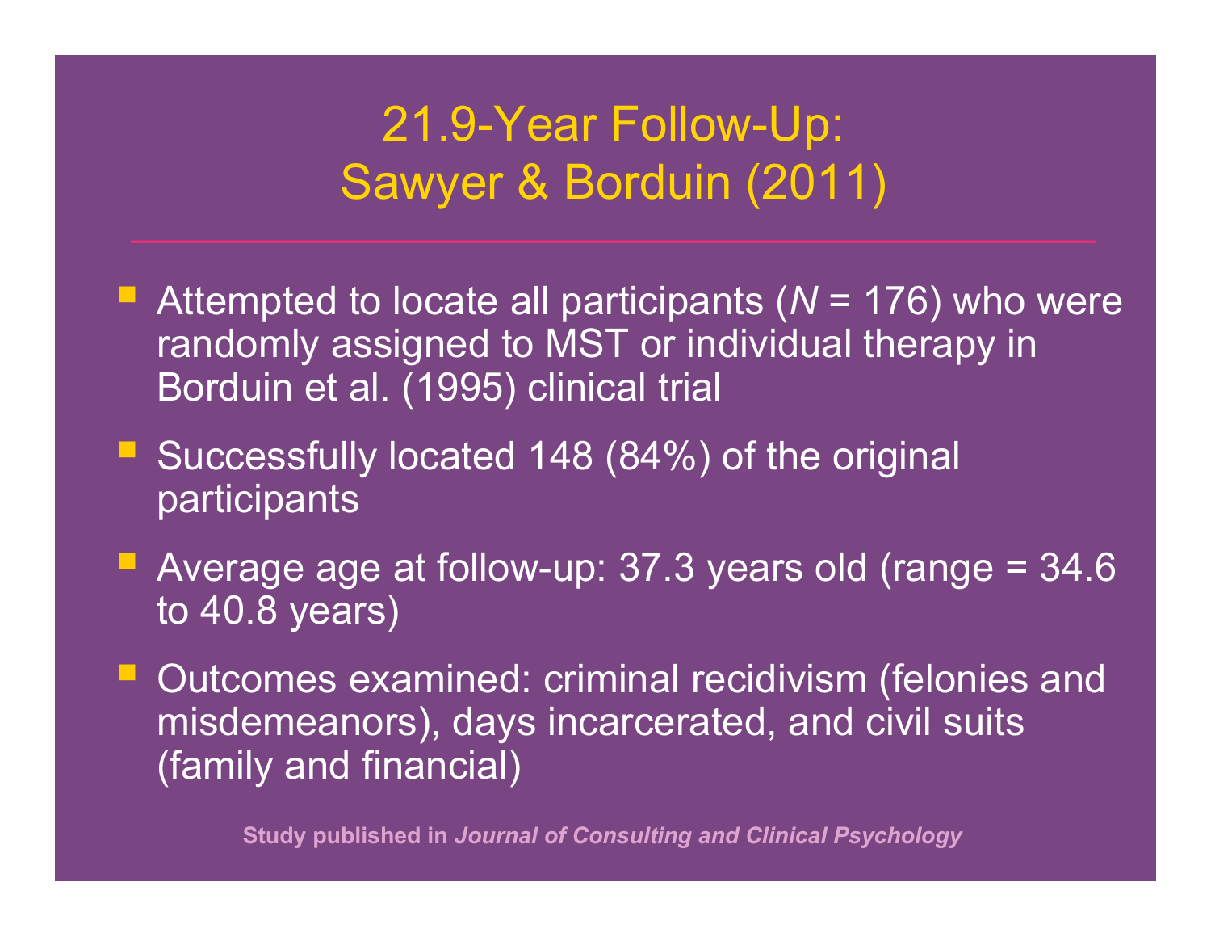# 21.9-Year Follow-Up: Sawyer & Borduin (2011)

- Attempted to locate all participants (*N* = 176) who were randomly assigned to MST or individual therapy in Borduin et al. (1995) clinical trial
- Successfully located 148 (84%) of the original participants
- Average age at follow-up: 37.3 years old (range = 34.6 to 40.8 years)
- Outcomes examined: criminal recidivism (felonies and misdemeanors), days incarcerated, and civil suits (family and financial)

**Study published in *Journal of Consulting and Clinical Psychology***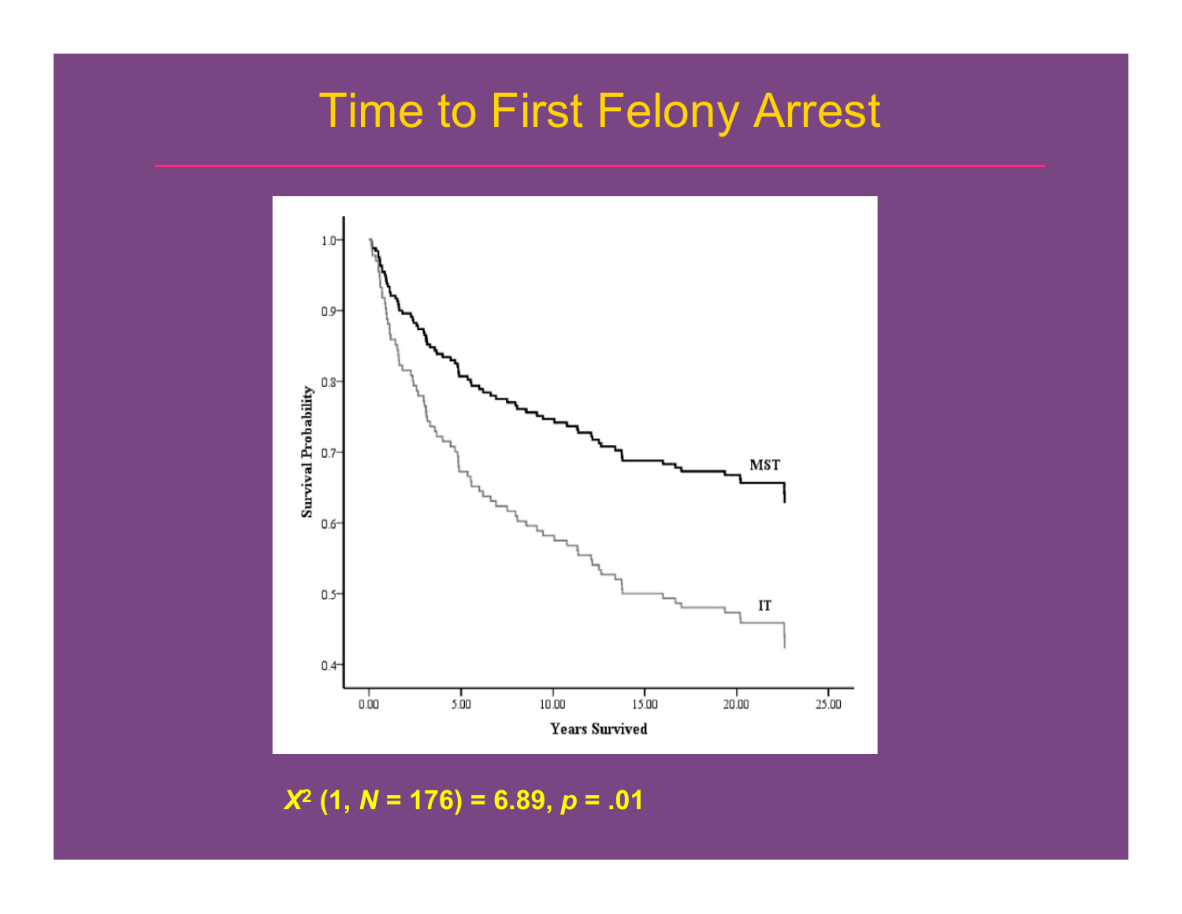# Time to First Felony Arrest

$X^2$ (1, $N$ = 176) = 6.89, $p$ = .01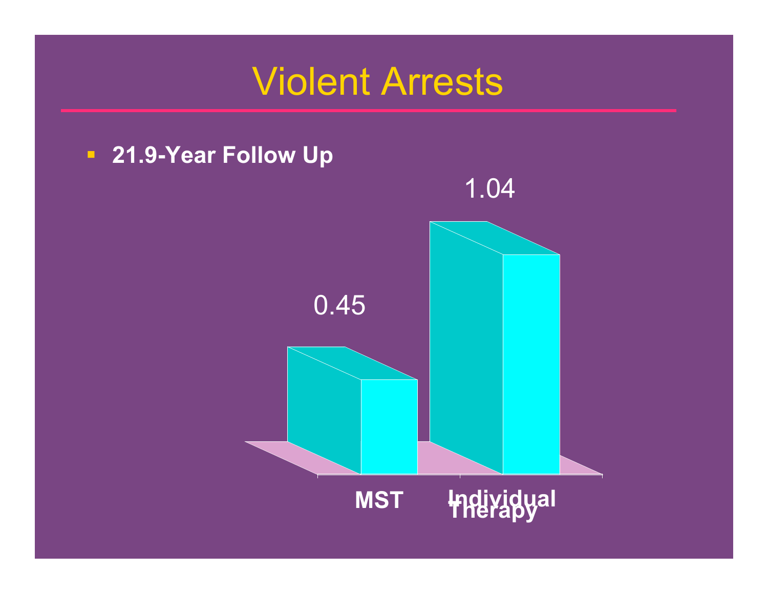# Violent Arrests

- **21.9-Year Follow Up**

| | MST | Individual Therapy |
|---|---|---|
| Violent Arrests | 0.45 | 1.04 |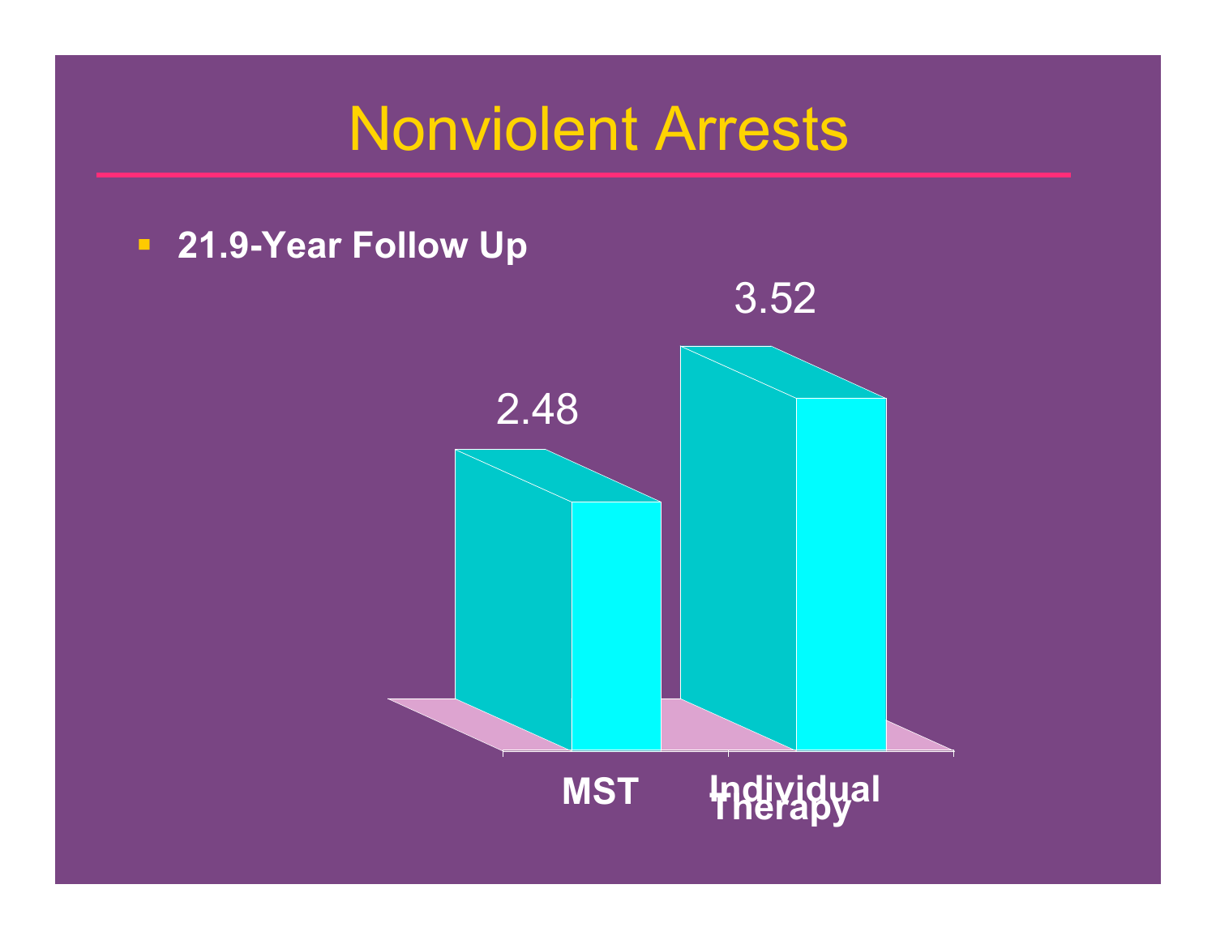# Nonviolent Arrests

- **21.9-Year Follow Up**

| | MST | Individual Therapy |
|---|---|---|
| Nonviolent Arrests | 2.48 | 3.52 |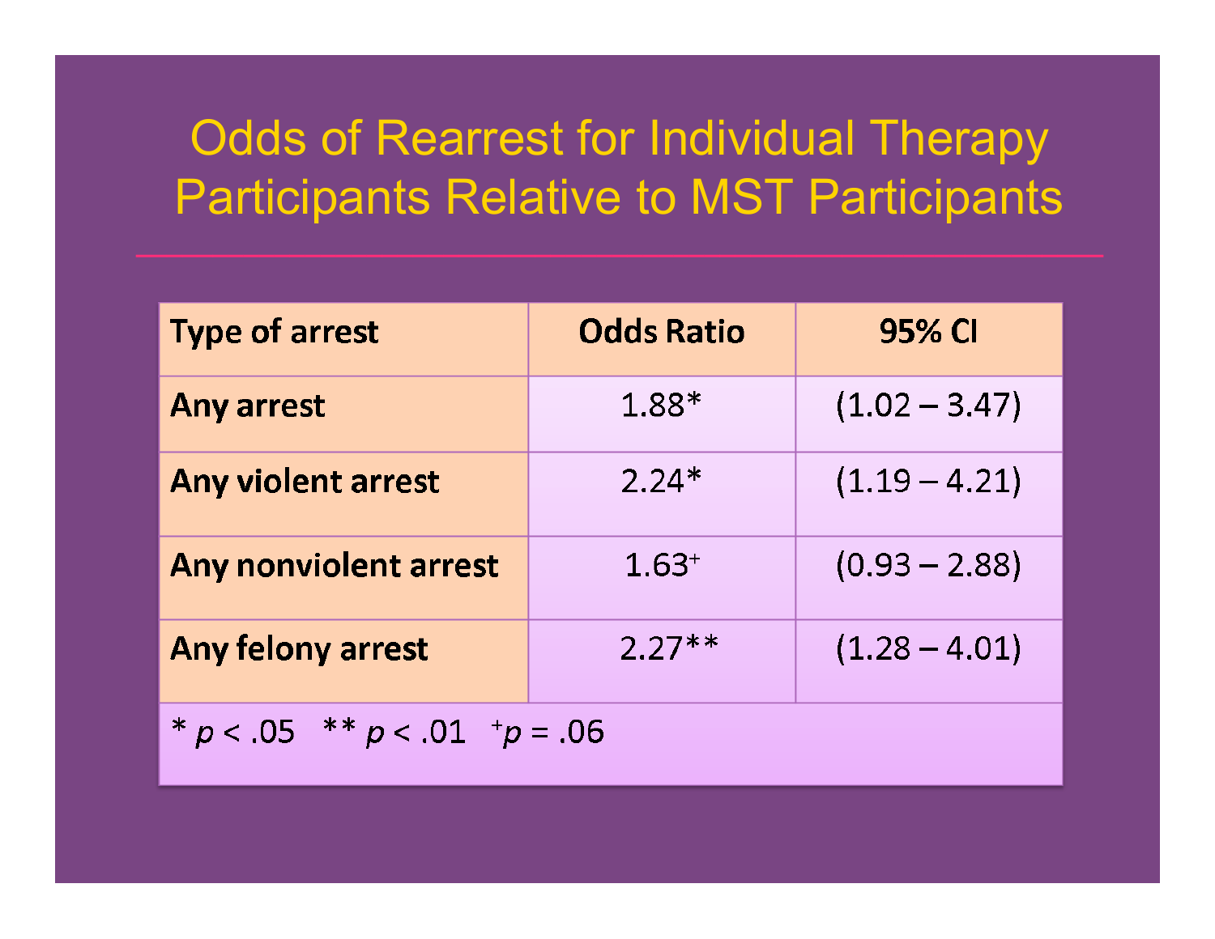# Odds of Rearrest for Individual Therapy Participants Relative to MST Participants

| Type of arrest | Odds Ratio | 95% CI |
|---|---|---|
| **Any arrest** | 1.88* | (1.02 – 3.47) |
| **Any violent arrest** | 2.24* | (1.19 – 4.21) |
| **Any nonviolent arrest** | 1.63⁺ | (0.93 – 2.88) |
| **Any felony arrest** | 2.27** | (1.28 – 4.01) |

* $p < .05$ ** $p < .01$ ⁺$p = .06$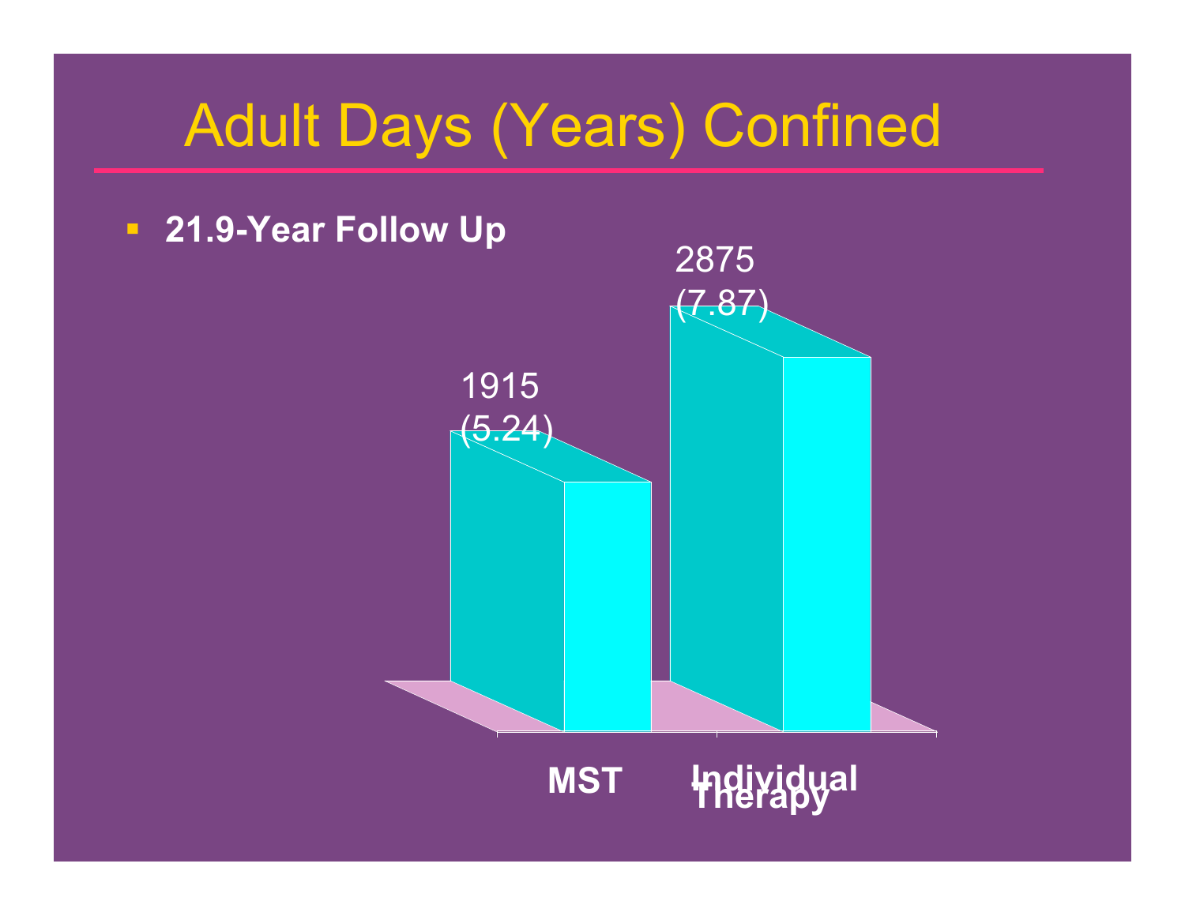# Adult Days (Years) Confined

- **21.9-Year Follow Up**

| | MST | Individual Therapy |
|---|---|---|
| Adult Days (Years) Confined | 1915 (5.24) | 2875 (7.87) |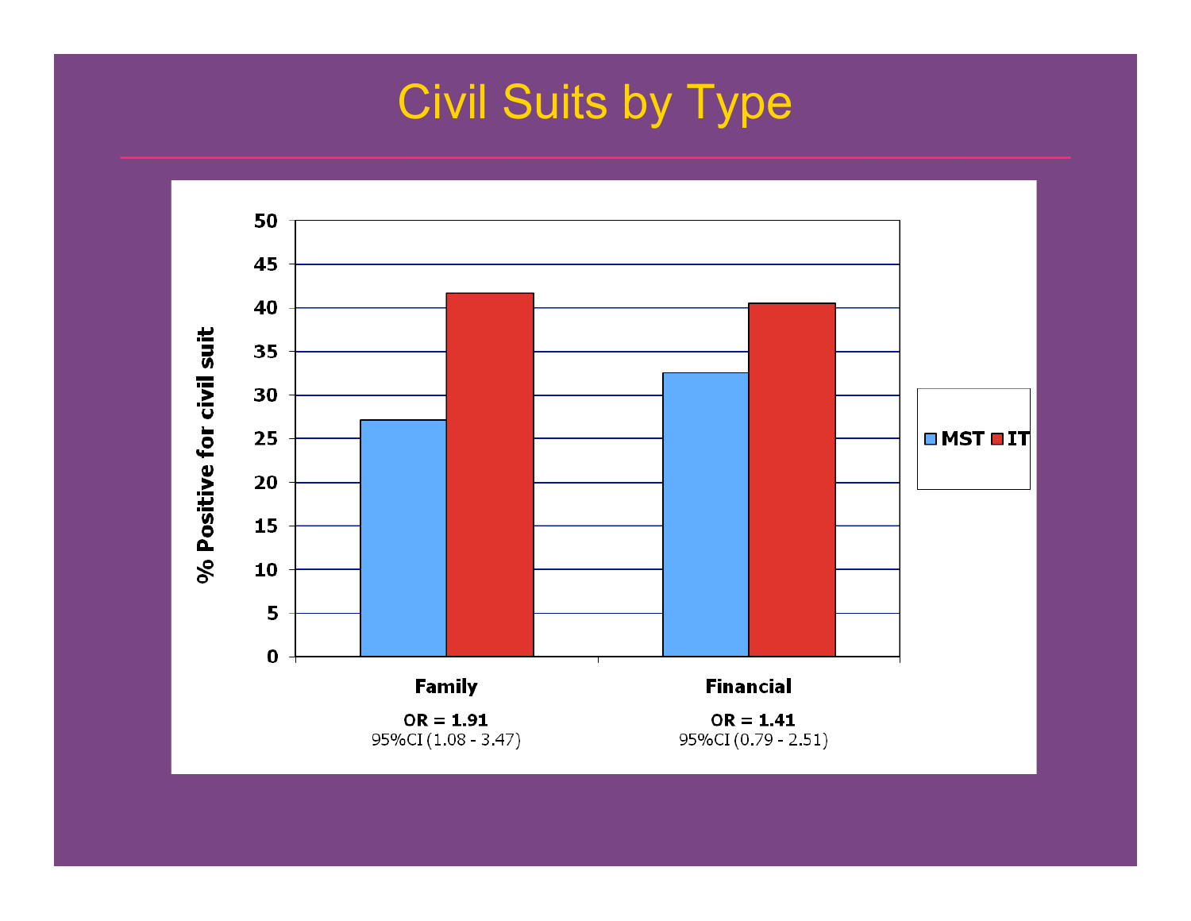# Civil Suits by Type

% Positive for civil suit

MST | IT

**Family**

**OR = 1.91**
95%CI (1.08 - 3.47)

**Financial**

**OR = 1.41**
95%CI (0.79 - 2.51)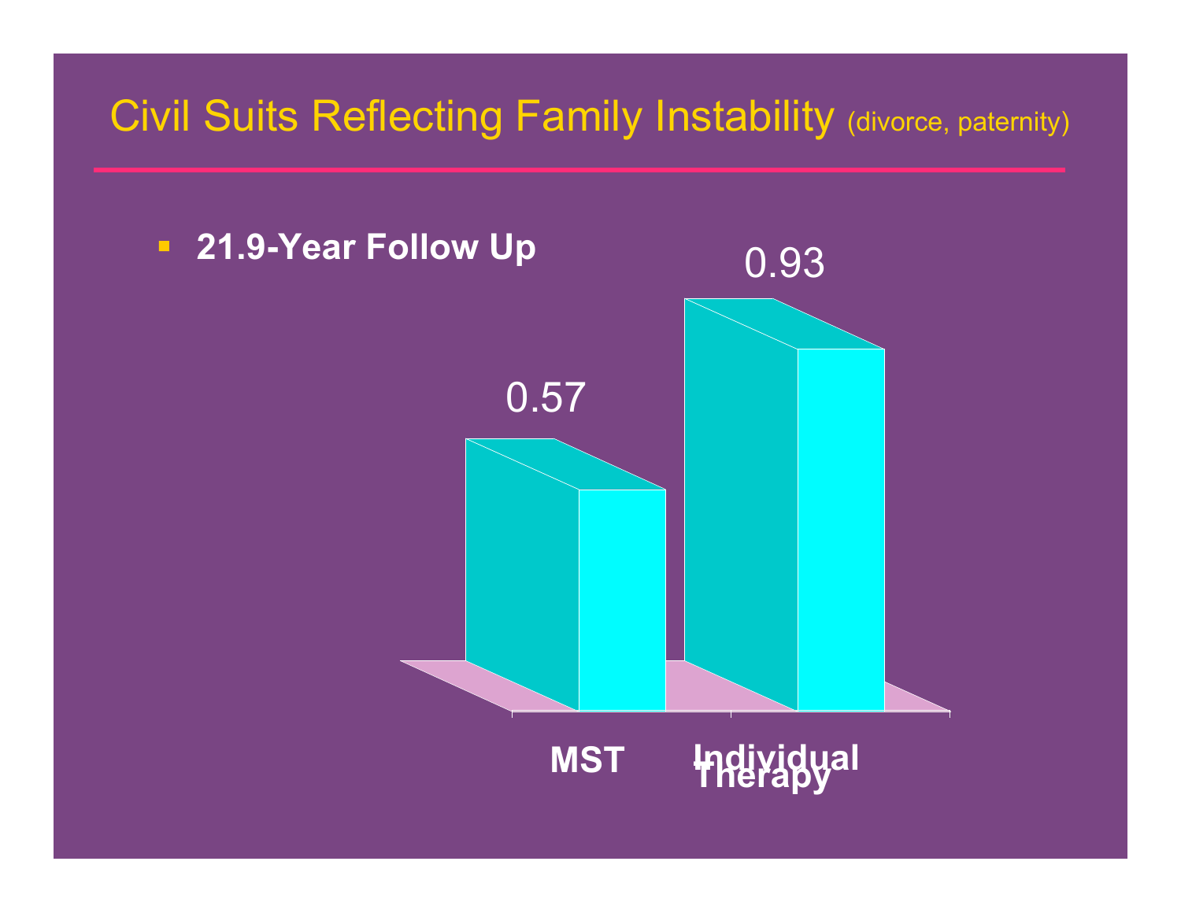# Civil Suits Reflecting Family Instability (divorce, paternity)

- **21.9-Year Follow Up**

| | MST | Individual Therapy |
|---|---|---|
| Civil suits | 0.57 | 0.93 |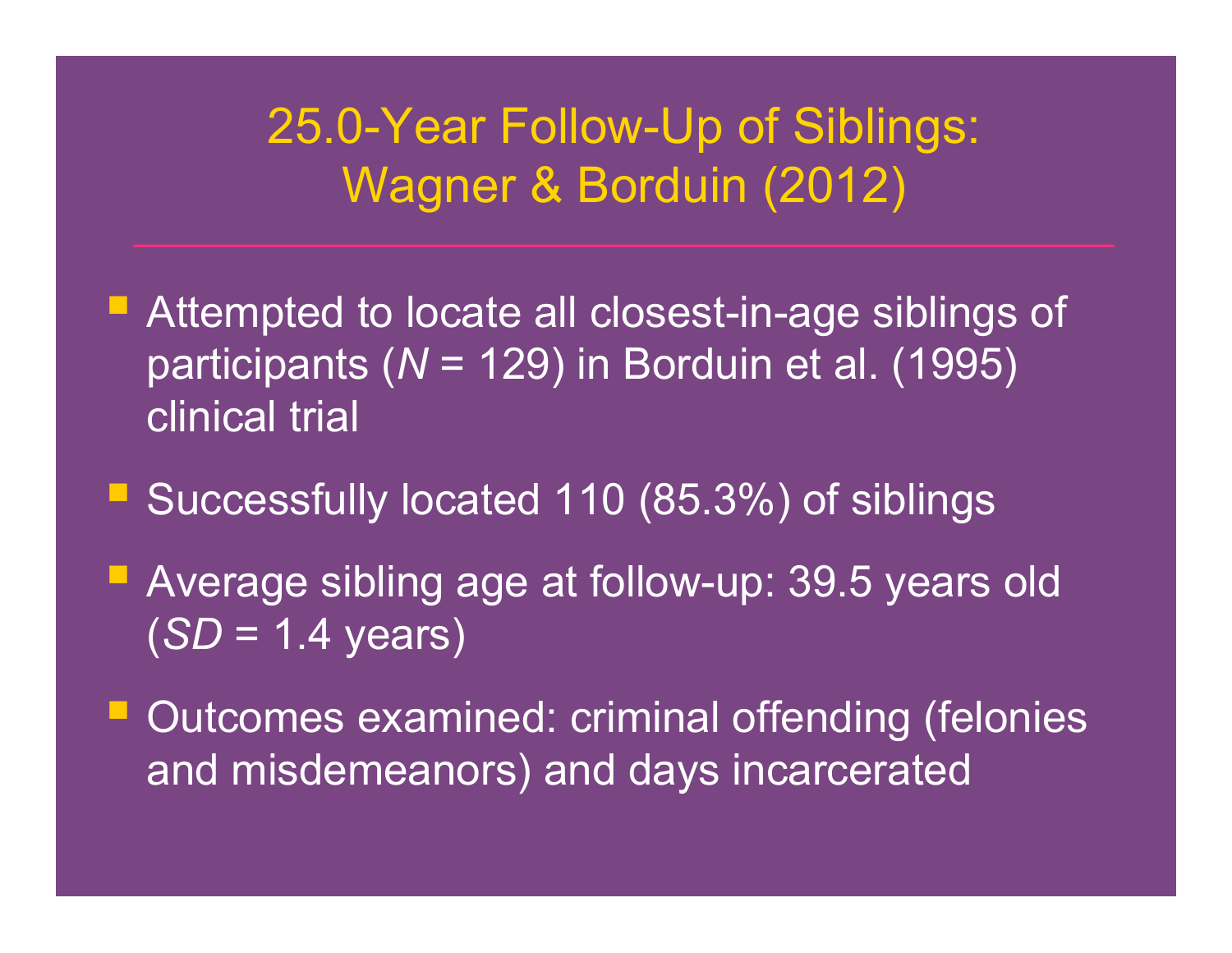# 25.0-Year Follow-Up of Siblings: Wagner & Borduin (2012)

- Attempted to locate all closest-in-age siblings of participants (*N* = 129) in Borduin et al. (1995) clinical trial
- Successfully located 110 (85.3%) of siblings
- Average sibling age at follow-up: 39.5 years old (*SD* = 1.4 years)
- Outcomes examined: criminal offending (felonies and misdemeanors) and days incarcerated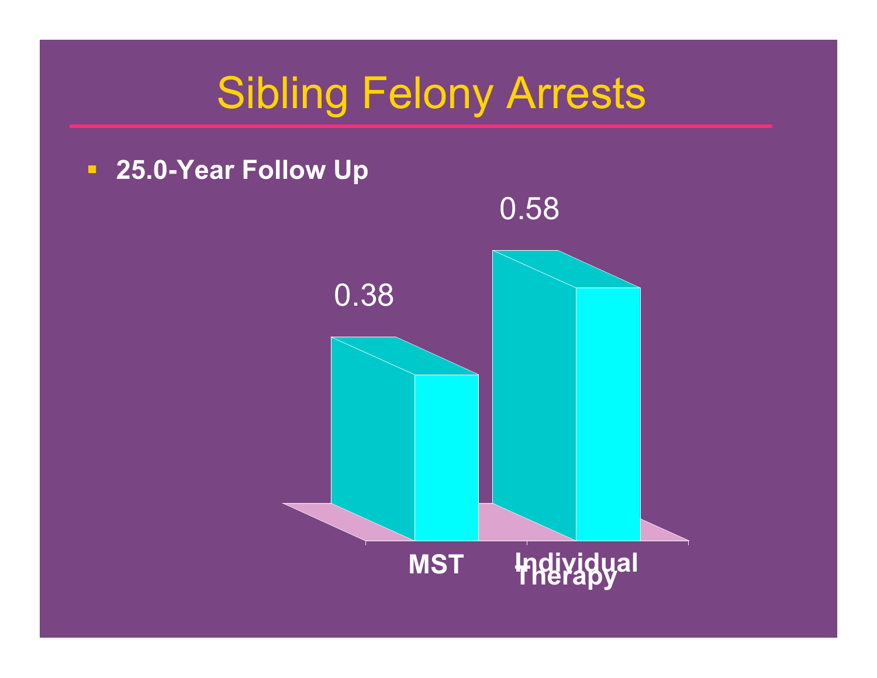# Sibling Felony Arrests

- **25.0-Year Follow Up**

| | MST | Individual Therapy |
|---|---|---|
| Sibling Felony Arrests | 0.38 | 0.58 |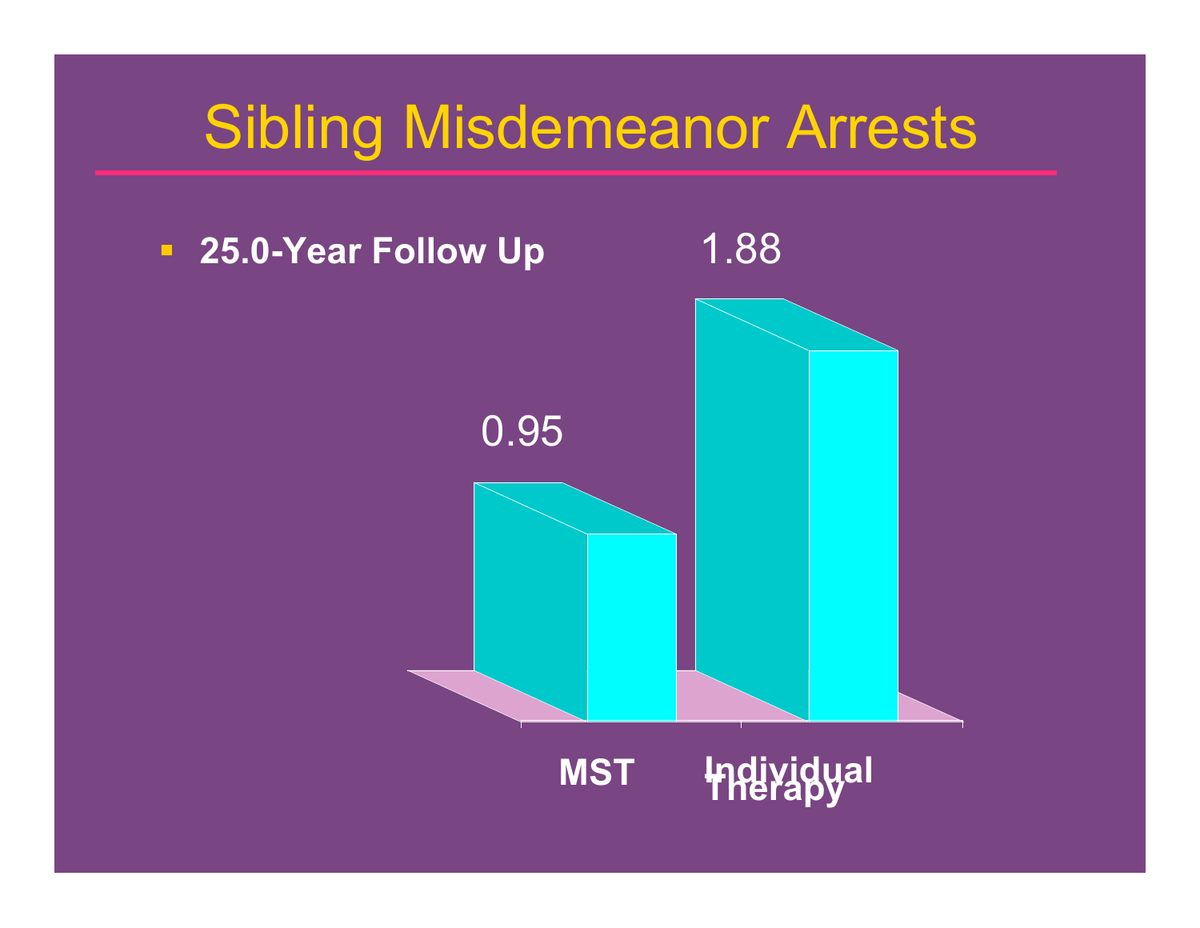# Sibling Misdemeanor Arrests

- **25.0-Year Follow Up**

| | MST | Individual Therapy |
|---|---|---|
| Sibling Misdemeanor Arrests | 0.95 | 1.88 |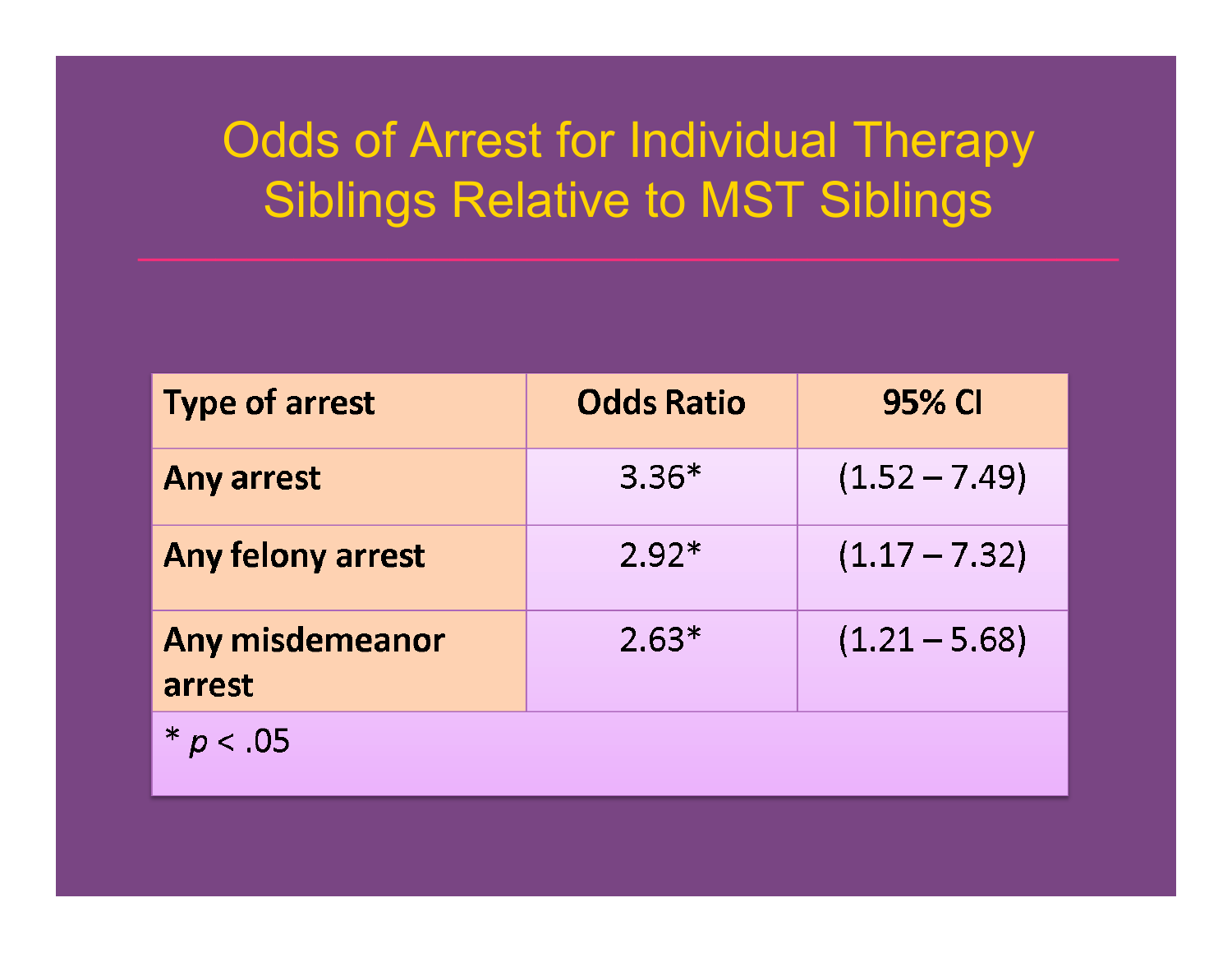# Odds of Arrest for Individual Therapy Siblings Relative to MST Siblings

| Type of arrest | Odds Ratio | 95% CI |
|---|---|---|
| Any arrest | 3.36* | (1.52 – 7.49) |
| Any felony arrest | 2.92* | (1.17 – 7.32) |
| Any misdemeanor arrest | 2.63* | (1.21 – 5.68) |

* $p < .05$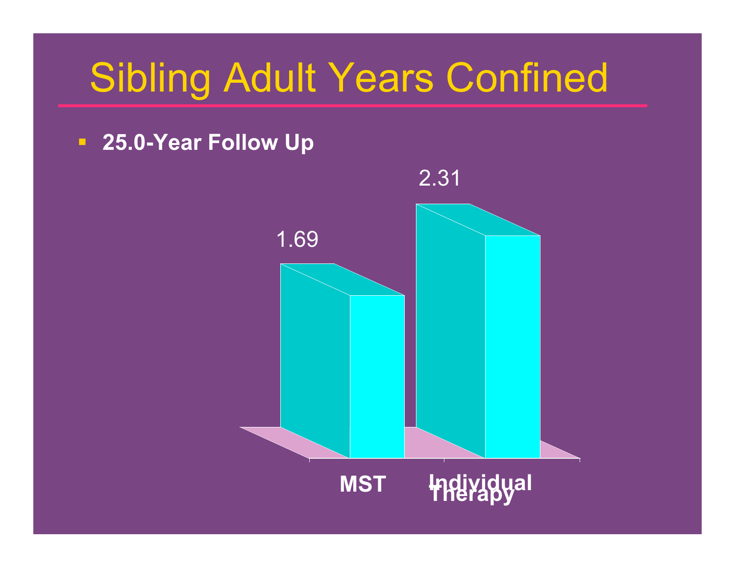# Sibling Adult Years Confined

- **25.0-Year Follow Up**

| | MST | Individual Therapy |
|---|---|---|
| Sibling Adult Years Confined | 1.69 | 2.31 |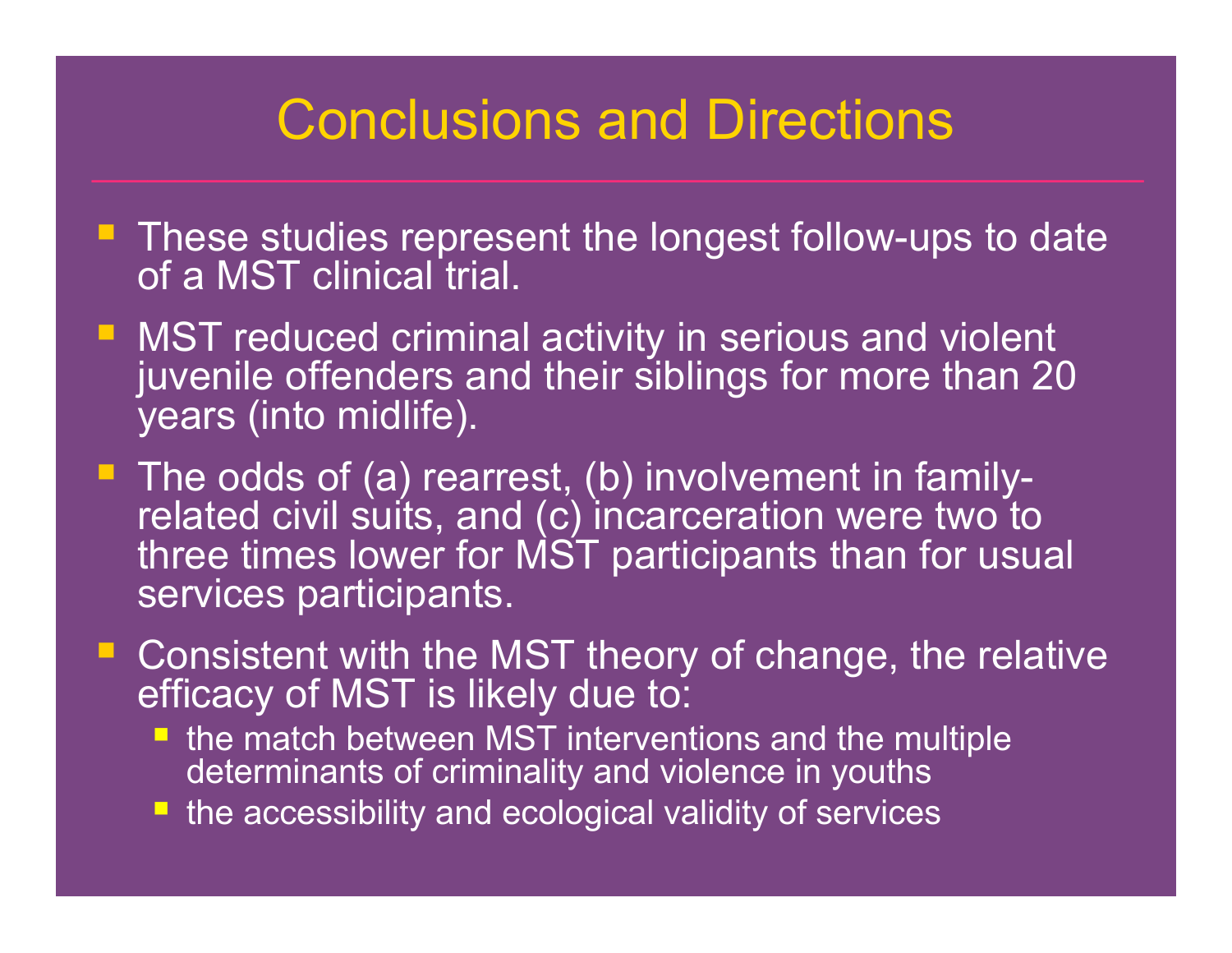# Conclusions and Directions

- These studies represent the longest follow-ups to date of a MST clinical trial.
- MST reduced criminal activity in serious and violent juvenile offenders and their siblings for more than 20 years (into midlife).
- The odds of (a) rearrest, (b) involvement in family-related civil suits, and (c) incarceration were two to three times lower for MST participants than for usual services participants.
- Consistent with the MST theory of change, the relative efficacy of MST is likely due to:
  - the match between MST interventions and the multiple determinants of criminality and violence in youths
  - the accessibility and ecological validity of services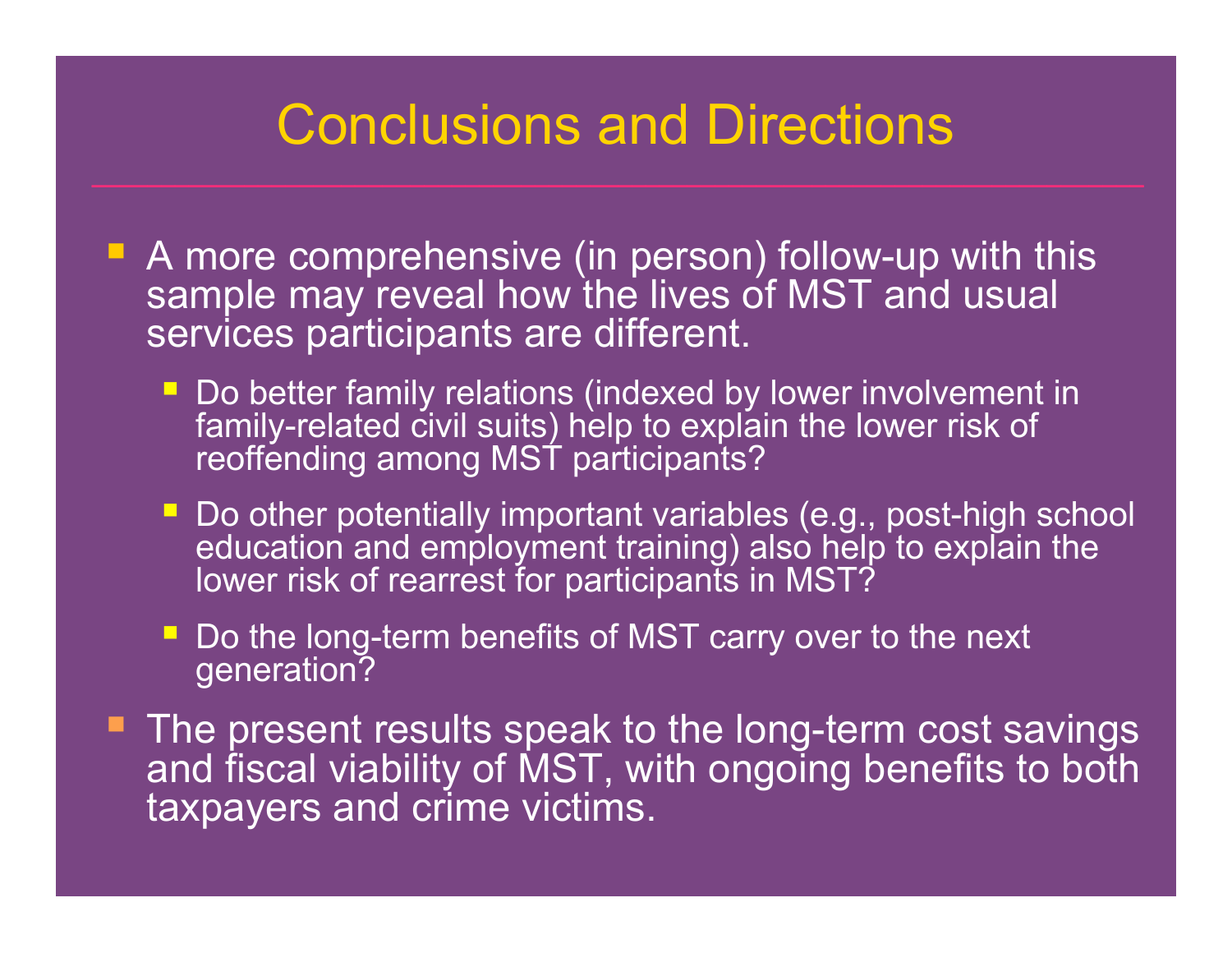# Conclusions and Directions

- A more comprehensive (in person) follow-up with this sample may reveal how the lives of MST and usual services participants are different.
  - Do better family relations (indexed by lower involvement in family-related civil suits) help to explain the lower risk of reoffending among MST participants?
  - Do other potentially important variables (e.g., post-high school education and employment training) also help to explain the lower risk of rearrest for participants in MST?
  - Do the long-term benefits of MST carry over to the next generation?
- The present results speak to the long-term cost savings and fiscal viability of MST, with ongoing benefits to both taxpayers and crime victims.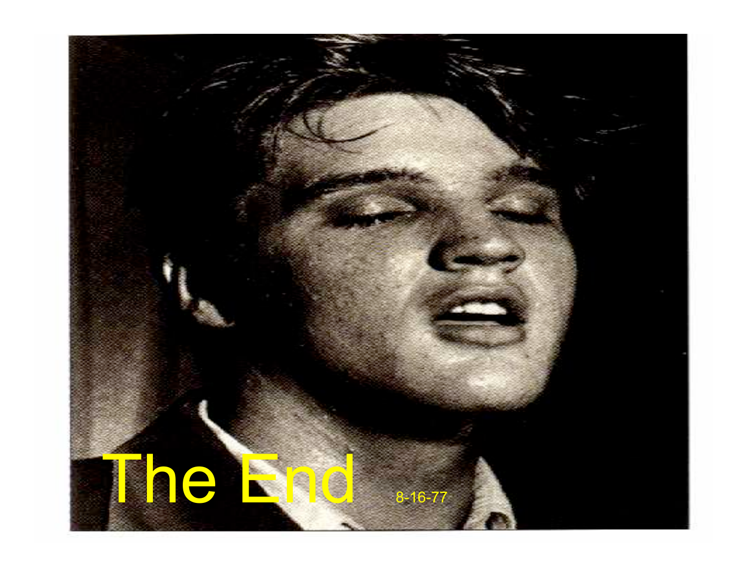The End 8-16-77